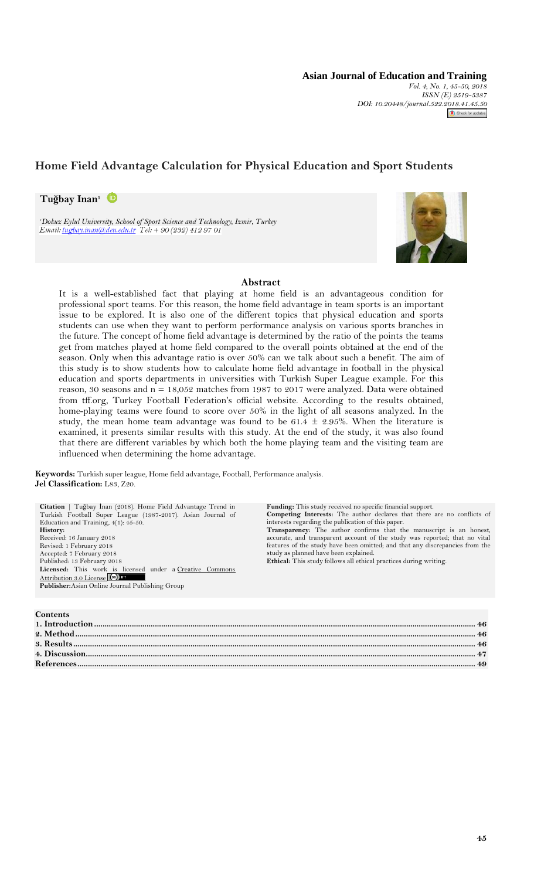# Home Field Advantage Calculation for Physical Education and Sport Students

**Tuğbay Inan**[1]

[1]Dokuz Eylul University, School of Sport Science and Technology, Izmir, Turkey
Email: tugbay.inan@deu.edu.tr Tel: + 90 (232) 412 97 01

## Abstract

It is a well-established fact that playing at home field is an advantageous condition for professional sport teams. For this reason, the home field advantage in team sports is an important issue to be explored. It is also one of the different topics that physical education and sports students can use when they want to perform performance analysis on various sports branches in the future. The concept of home field advantage is determined by the ratio of the points the teams get from matches played at home field compared to the overall points obtained at the end of the season. Only when this advantage ratio is over 50% can we talk about such a benefit. The aim of this study is to show students how to calculate home field advantage in football in the physical education and sports departments in universities with Turkish Super League example. For this reason, 30 seasons and n = 18,052 matches from 1987 to 2017 were analyzed. Data were obtained from tff.org, Turkey Football Federation's official website. According to the results obtained, home-playing teams were found to score over 50% in the light of all seasons analyzed. In the study, the mean home team advantage was found to be 61.4 ± 2.95%. When the literature is examined, it presents similar results with this study. At the end of the study, it was also found that there are different variables by which both the home playing team and the visiting team are influenced when determining the home advantage.

**Keywords:** Turkish super league, Home field advantage, Football, Performance analysis.
**Jel Classification:** L83, Z20.

**Citation** | Tuğbay İnan (2018). Home Field Advantage Trend in Turkish Football Super League (1987-2017). Asian Journal of Education and Training, 4(1): 45-50.
**History:**
Received: 16 January 2018
Revised: 1 February 2018
Accepted: 7 February 2018
Published: 13 February 2018
**Licensed:** This work is licensed under a Creative Commons Attribution 3.0 License
**Publisher:** Asian Online Journal Publishing Group

**Funding:** This study received no specific financial support.
**Competing Interests:** The author declares that there are no conflicts of interests regarding the publication of this paper.
**Transparency:** The author confirms that the manuscript is an honest, accurate, and transparent account of the study was reported; that no vital features of the study have been omitted; and that any discrepancies from the study as planned have been explained.
**Ethical:** This study follows all ethical practices during writing.

**Contents**

| | |
|---|---|
| 1. Introduction | 46 |
| 2. Method | 46 |
| 3. Results | 46 |
| 4. Discussion | 47 |
| References | 49 |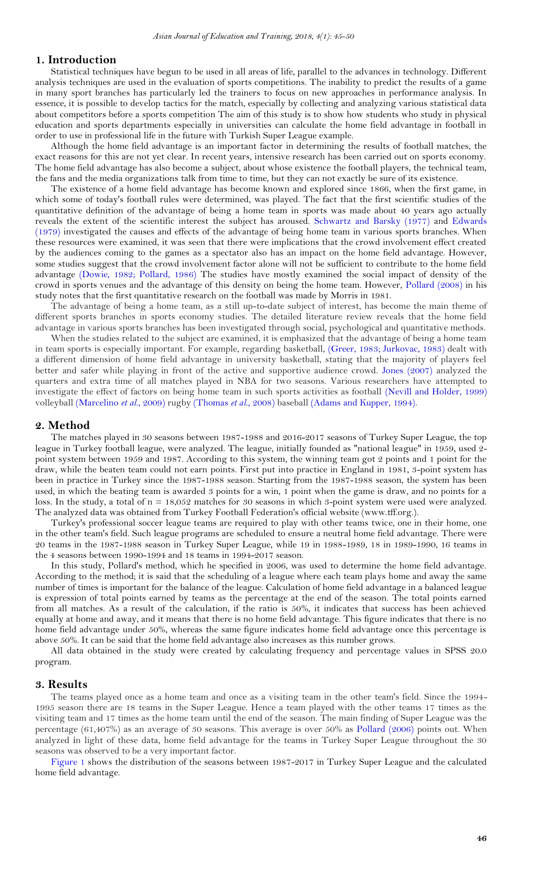## 1. Introduction

Statistical techniques have begun to be used in all areas of life, parallel to the advances in technology. Different analysis techniques are used in the evaluation of sports competitions. The inability to predict the results of a game in many sport branches has particularly led the trainers to focus on new approaches in performance analysis. In essence, it is possible to develop tactics for the match, especially by collecting and analyzing various statistical data about competitors before a sports competition The aim of this study is to show how students who study in physical education and sports departments especially in universities can calculate the home field advantage in football in order to use in professional life in the future with Turkish Super League example.

Although the home field advantage is an important factor in determining the results of football matches, the exact reasons for this are not yet clear. In recent years, intensive research has been carried out on sports economy. The home field advantage has also become a subject, about whose existence the football players, the technical team, the fans and the media organizations talk from time to time, but they can not exactly be sure of its existence.

The existence of a home field advantage has become known and explored since 1866, when the first game, in which some of today's football rules were determined, was played. The fact that the first scientific studies of the quantitative definition of the advantage of being a home team in sports was made about 40 years ago actually reveals the extent of the scientific interest the subject has aroused. Schwartz and Barsky (1977) and Edwards (1979) investigated the causes and effects of the advantage of being home team in various sports branches. When these resources were examined, it was seen that there were implications that the crowd involvement effect created by the audiences coming to the games as a spectator also has an impact on the home field advantage. However, some studies suggest that the crowd involvement factor alone will not be sufficient to contribute to the home field advantage (Dowie, 1982; Pollard, 1986) The studies have mostly examined the social impact of density of the crowd in sports venues and the advantage of this density on being the home team. However, Pollard (2008) in his study notes that the first quantitative research on the football was made by Morris in 1981.

The advantage of being a home team, as a still up-to-date subject of interest, has become the main theme of different sports branches in sports economy studies. The detailed literature review reveals that the home field advantage in various sports branches has been investigated through social, psychological and quantitative methods.

When the studies related to the subject are examined, it is emphasized that the advantage of being a home team in team sports is especially important. For example, regarding basketball, (Greer, 1983; Jurkovac, 1983) dealt with a different dimension of home field advantage in university basketball, stating that the majority of players feel better and safer while playing in front of the active and supportive audience crowd. Jones (2007) analyzed the quarters and extra time of all matches played in NBA for two seasons. Various researchers have attempted to investigate the effect of factors on being home team in such sports activities as football (Nevill and Holder, 1999) volleyball (Marcelino *et al.*, 2009) rugby (Thomas *et al.*, 2008) baseball (Adams and Kupper, 1994).

## 2. Method

The matches played in 30 seasons between 1987-1988 and 2016-2017 seasons of Turkey Super League, the top league in Turkey football league, were analyzed. The league, initially founded as "national league" in 1959, used 2-point system between 1959 and 1987. According to this system, the winning team got 2 points and 1 point for the draw, while the beaten team could not earn points. First put into practice in England in 1981, 3-point system has been in practice in Turkey since the 1987-1988 season. Starting from the 1987-1988 season, the system has been used, in which the beating team is awarded 3 points for a win, 1 point when the game is draw, and no points for a loss. In the study, a total of n = 18,052 matches for 30 seasons in which 3-point system were used were analyzed. The analyzed data was obtained from Turkey Football Federation's official website (www.tff.org.).

Turkey's professional soccer league teams are required to play with other teams twice, one in their home, one in the other team's field. Such league programs are scheduled to ensure a neutral home field advantage. There were 20 teams in the 1987-1988 season in Turkey Super League, while 19 in 1988-1989, 18 in 1989-1990, 16 teams in the 4 seasons between 1990-1994 and 18 teams in 1994-2017 season.

In this study, Pollard's method, which he specified in 2006, was used to determine the home field advantage. According to the method; it is said that the scheduling of a league where each team plays home and away the same number of times is important for the balance of the league. Calculation of home field advantage in a balanced league is expression of total points earned by teams as the percentage at the end of the season. The total points earned from all matches. As a result of the calculation, if the ratio is 50%, it indicates that success has been achieved equally at home and away, and it means that there is no home field advantage. This figure indicates that there is no home field advantage under 50%, whereas the same figure indicates home field advantage once this percentage is above 50%. It can be said that the home field advantage also increases as this number grows.

All data obtained in the study were created by calculating frequency and percentage values in SPSS 20.0 program.

## 3. Results

The teams played once as a home team and once as a visiting team in the other team's field. Since the 1994-1995 season there are 18 teams in the Super League. Hence a team played with the other teams 17 times as the visiting team and 17 times as the home team until the end of the season. The main finding of Super League was the percentage (61,407%) as an average of 30 seasons. This average is over 50% as Pollard (2006) points out. When analyzed in light of these data, home field advantage for the teams in Turkey Super League throughout the 30 seasons was observed to be a very important factor.

Figure 1 shows the distribution of the seasons between 1987-2017 in Turkey Super League and the calculated home field advantage.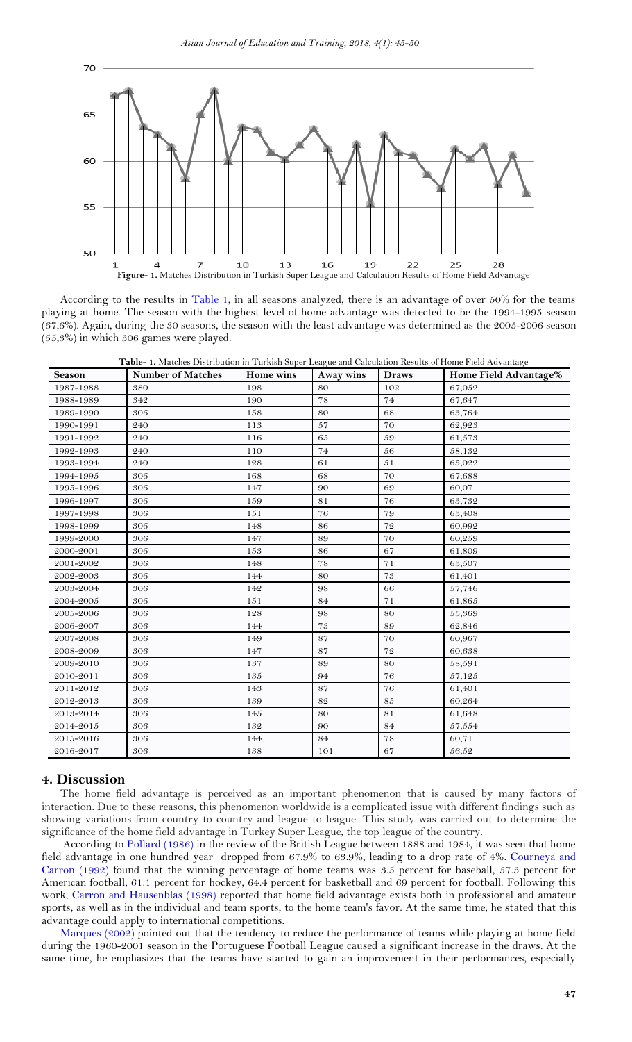**Figure- 1.** Matches Distribution in Turkish Super League and Calculation Results of Home Field Advantage

According to the results in Table 1, in all seasons analyzed, there is an advantage of over 50% for the teams playing at home. The season with the highest level of home advantage was detected to be the 1994-1995 season (67,6%). Again, during the 30 seasons, the season with the least advantage was determined as the 2005-2006 season (55,3%) in which 306 games were played.

**Table- 1.** Matches Distribution in Turkish Super League and Calculation Results of Home Field Advantage

| Season | Number of Matches | Home wins | Away wins | Draws | Home Field Advantage% |
|---|---|---|---|---|---|
| 1987-1988 | 380 | 198 | 80 | 102 | 67,052 |
| 1988-1989 | 342 | 190 | 78 | 74 | 67,647 |
| 1989-1990 | 306 | 158 | 80 | 68 | 63,764 |
| 1990-1991 | 240 | 113 | 57 | 70 | 62,923 |
| 1991-1992 | 240 | 116 | 65 | 59 | 61,573 |
| 1992-1993 | 240 | 110 | 74 | 56 | 58,132 |
| 1993-1994 | 240 | 128 | 61 | 51 | 65,022 |
| 1994-1995 | 306 | 168 | 68 | 70 | 67,688 |
| 1995-1996 | 306 | 147 | 90 | 69 | 60,07 |
| 1996-1997 | 306 | 159 | 81 | 76 | 63,732 |
| 1997-1998 | 306 | 151 | 76 | 79 | 63,408 |
| 1998-1999 | 306 | 148 | 86 | 72 | 60,992 |
| 1999-2000 | 306 | 147 | 89 | 70 | 60,259 |
| 2000-2001 | 306 | 153 | 86 | 67 | 61,809 |
| 2001-2002 | 306 | 148 | 78 | 71 | 63,507 |
| 2002-2003 | 306 | 144 | 80 | 73 | 61,401 |
| 2003-2004 | 306 | 142 | 98 | 66 | 57,746 |
| 2004-2005 | 306 | 151 | 84 | 71 | 61,865 |
| 2005-2006 | 306 | 128 | 98 | 80 | 55,369 |
| 2006-2007 | 306 | 144 | 73 | 89 | 62,846 |
| 2007-2008 | 306 | 149 | 87 | 70 | 60,967 |
| 2008-2009 | 306 | 147 | 87 | 72 | 60,638 |
| 2009-2010 | 306 | 137 | 89 | 80 | 58,591 |
| 2010-2011 | 306 | 135 | 94 | 76 | 57,125 |
| 2011-2012 | 306 | 143 | 87 | 76 | 61,401 |
| 2012-2013 | 306 | 139 | 82 | 85 | 60,264 |
| 2013-2014 | 306 | 145 | 80 | 81 | 61,648 |
| 2014-2015 | 306 | 132 | 90 | 84 | 57,554 |
| 2015-2016 | 306 | 144 | 84 | 78 | 60,71 |
| 2016-2017 | 306 | 138 | 101 | 67 | 56,52 |

## 4. Discussion

The home field advantage is perceived as an important phenomenon that is caused by many factors of interaction. Due to these reasons, this phenomenon worldwide is a complicated issue with different findings such as showing variations from country to country and league to league. This study was carried out to determine the significance of the home field advantage in Turkey Super League, the top league of the country.

According to Pollard (1986) in the review of the British League between 1888 and 1984, it was seen that home field advantage in one hundred year dropped from 67.9% to 63.9%, leading to a drop rate of 4%. Courneya and Carron (1992) found that the winning percentage of home teams was 3.5 percent for baseball, 57.3 percent for American football, 61.1 percent for hockey, 64.4 percent for basketball and 69 percent for football. Following this work, Carron and Hausenblas (1998) reported that home field advantage exists both in professional and amateur sports, as well as in the individual and team sports, to the home team's favor. At the same time, he stated that this advantage could apply to international competitions.

Marques (2002) pointed out that the tendency to reduce the performance of teams while playing at home field during the 1960-2001 season in the Portuguese Football League caused a significant increase in the draws. At the same time, he emphasizes that the teams have started to gain an improvement in their performances, especially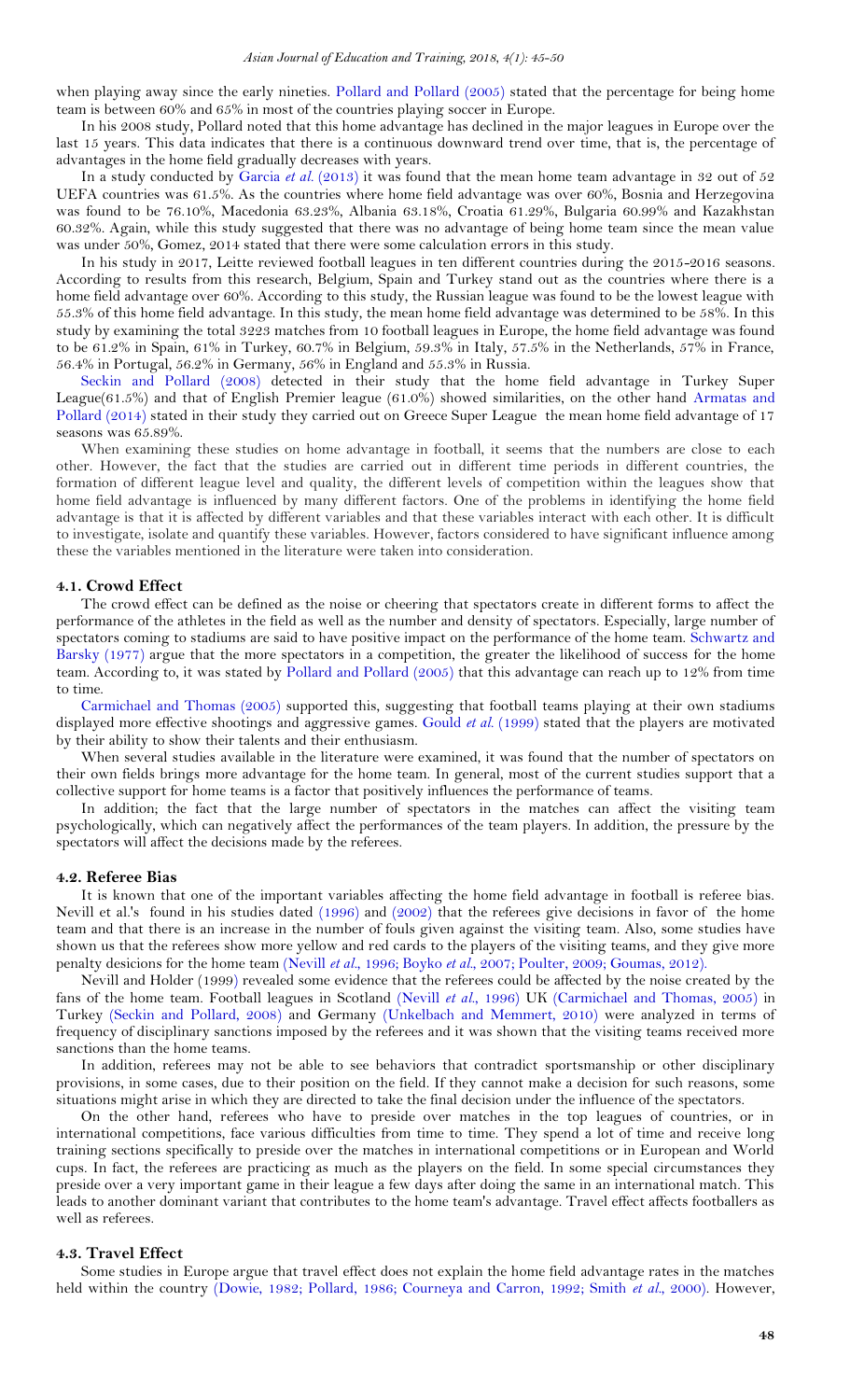when playing away since the early nineties. Pollard and Pollard (2005) stated that the percentage for being home team is between 60% and 65% in most of the countries playing soccer in Europe.

In his 2008 study, Pollard noted that this home advantage has declined in the major leagues in Europe over the last 15 years. This data indicates that there is a continuous downward trend over time, that is, the percentage of advantages in the home field gradually decreases with years.

In a study conducted by Garcia *et al.* (2013) it was found that the mean home team advantage in 32 out of 52 UEFA countries was 61.5%. As the countries where home field advantage was over 60%, Bosnia and Herzegovina was found to be 76.10%, Macedonia 63.23%, Albania 63.18%, Croatia 61.29%, Bulgaria 60.99% and Kazakhstan 60.32%. Again, while this study suggested that there was no advantage of being home team since the mean value was under 50%, Gomez, 2014 stated that there were some calculation errors in this study.

In his study in 2017, Leitte reviewed football leagues in ten different countries during the 2015-2016 seasons. According to results from this research, Belgium, Spain and Turkey stand out as the countries where there is a home field advantage over 60%. According to this study, the Russian league was found to be the lowest league with 55.3% of this home field advantage. In this study, the mean home field advantage was determined to be 58%. In this study by examining the total 3223 matches from 10 football leagues in Europe, the home field advantage was found to be 61.2% in Spain, 61% in Turkey, 60.7% in Belgium, 59.3% in Italy, 57.5% in the Netherlands, 57% in France, 56.4% in Portugal, 56.2% in Germany, 56% in England and 55.3% in Russia.

Seckin and Pollard (2008) detected in their study that the home field advantage in Turkey Super League(61.5%) and that of English Premier league (61.0%) showed similarities, on the other hand Armatas and Pollard (2014) stated in their study they carried out on Greece Super League the mean home field advantage of 17 seasons was 65.89%.

When examining these studies on home advantage in football, it seems that the numbers are close to each other. However, the fact that the studies are carried out in different time periods in different countries, the formation of different league level and quality, the different levels of competition within the leagues show that home field advantage is influenced by many different factors. One of the problems in identifying the home field advantage is that it is affected by different variables and that these variables interact with each other. It is difficult to investigate, isolate and quantify these variables. However, factors considered to have significant influence among these the variables mentioned in the literature were taken into consideration.

### 4.1. Crowd Effect

The crowd effect can be defined as the noise or cheering that spectators create in different forms to affect the performance of the athletes in the field as well as the number and density of spectators. Especially, large number of spectators coming to stadiums are said to have positive impact on the performance of the home team. Schwartz and Barsky (1977) argue that the more spectators in a competition, the greater the likelihood of success for the home team. According to, it was stated by Pollard and Pollard (2005) that this advantage can reach up to 12% from time to time.

Carmichael and Thomas (2005) supported this, suggesting that football teams playing at their own stadiums displayed more effective shootings and aggressive games. Gould *et al.* (1999) stated that the players are motivated by their ability to show their talents and their enthusiasm.

When several studies available in the literature were examined, it was found that the number of spectators on their own fields brings more advantage for the home team. In general, most of the current studies support that a collective support for home teams is a factor that positively influences the performance of teams.

In addition; the fact that the large number of spectators in the matches can affect the visiting team psychologically, which can negatively affect the performances of the team players. In addition, the pressure by the spectators will affect the decisions made by the referees.

### 4.2. Referee Bias

It is known that one of the important variables affecting the home field advantage in football is referee bias. Nevill et al.'s found in his studies dated (1996) and (2002) that the referees give decisions in favor of the home team and that there is an increase in the number of fouls given against the visiting team. Also, some studies have shown us that the referees show more yellow and red cards to the players of the visiting teams, and they give more penalty desicions for the home team (Nevill *et al.*, 1996; Boyko *et al.*, 2007; Poulter, 2009; Goumas, 2012).

Nevill and Holder (1999) revealed some evidence that the referees could be affected by the noise created by the fans of the home team. Football leagues in Scotland (Nevill *et al.*, 1996) UK (Carmichael and Thomas, 2005) in Turkey (Seckin and Pollard, 2008) and Germany (Unkelbach and Memmert, 2010) were analyzed in terms of frequency of disciplinary sanctions imposed by the referees and it was shown that the visiting teams received more sanctions than the home teams.

In addition, referees may not be able to see behaviors that contradict sportsmanship or other disciplinary provisions, in some cases, due to their position on the field. If they cannot make a decision for such reasons, some situations might arise in which they are directed to take the final decision under the influence of the spectators.

On the other hand, referees who have to preside over matches in the top leagues of countries, or in international competitions, face various difficulties from time to time. They spend a lot of time and receive long training sections specifically to preside over the matches in international competitions or in European and World cups. In fact, the referees are practicing as much as the players on the field. In some special circumstances they preside over a very important game in their league a few days after doing the same in an international match. This leads to another dominant variant that contributes to the home team's advantage. Travel effect affects footballers as well as referees.

### 4.3. Travel Effect

Some studies in Europe argue that travel effect does not explain the home field advantage rates in the matches held within the country (Dowie, 1982; Pollard, 1986; Courneya and Carron, 1992; Smith *et al.*, 2000). However,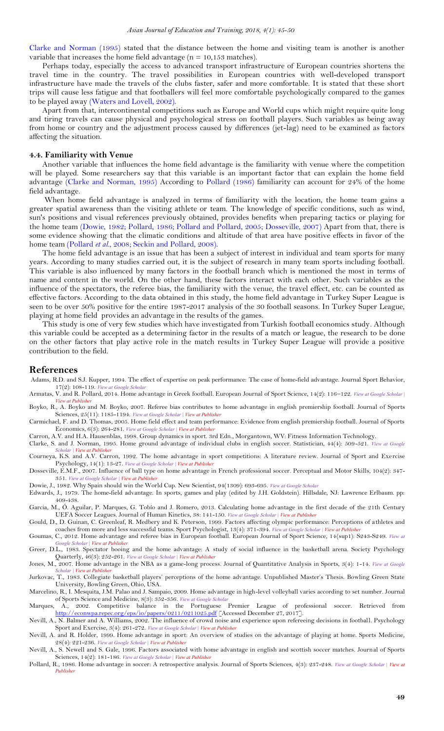Clarke and Norman (1995) stated that the distance between the home and visiting team is another is another variable that increases the home field advantage (n = 10,153 matches).

Perhaps today, especially the access to advanced transport infrastructure of European countries shortens the travel time in the country. The travel possibilities in European countries with well-developed transport infrastructure have made the travels of the clubs faster, safer and more comfortable. It is stated that these short trips will cause less fatigue and that footballers will feel more comfortable psychologically compared to the games to be played away (Waters and Lovell, 2002).

Apart from that, intercontinental competitions such as Europe and World cups which might require quite long and tiring travels can cause physical and psychological stress on football players. Such variables as being away from home or country and the adjustment process caused by differences (jet-lag) need to be examined as factors affecting the situation.

### 4.4. Familiarity with Venue

Another variable that influences the home field advantage is the familiarity with venue where the competition will be played. Some researchers say that this variable is an important factor that can explain the home field advantage (Clarke and Norman, 1995) According to Pollard (1986) familiarity can account for 24% of the home field advantage.

When home field advantage is analyzed in terms of familiarity with the location, the home team gains a greater spatial awareness than the visiting athlete or team. The knowledge of specific conditions, such as wind, sun's positions and visual references previously obtained, provides benefits when preparing tactics or playing for the home team (Dowie, 1982; Pollard, 1986; Pollard and Pollard, 2005; Dosseville, 2007) Apart from that, there is some evidence showing that the climatic conditions and altitude of that area have positive effects in favor of the home team (Pollard *et al.*, 2008; Seckin and Pollard, 2008).

The home field advantage is an issue that has been a subject of interest in individual and team sports for many years. According to many studies carried out, it is the subject of research in many team sports including football. This variable is also influenced by many factors in the football branch which is mentioned the most in terms of name and content in the world. On the other hand, these factors interact with each other. Such variables as the influence of the spectators, the referee bias, the familiarity with the venue, the travel effect, etc. can be counted as effective factors. According to the data obtained in this study, the home field advantage in Turkey Super League is seen to be over 50% positive for the entire 1987-2017 analysis of the 30 football seasons. In Turkey Super League, playing at home field provides an advantage in the results of the games.

This study is one of very few studies which have investigated from Turkish football economics study. Although this variable could be accepted as a determining factor in the results of a match or league, the research to be done on the other factors that play active role in the match results in Turkey Super League will provide a positive contribution to the field.

## References

Adams, R.D. and S.J. Kupper, 1994. The effect of expertise on peak performance: The case of home-field advantage. Journal Sport Behavior, 17(2): 108-119. View at Google Scholar

Armatas, V. and R. Pollard, 2014. Home advantage in Greek football. European Journal of Sport Science, 14(2): 116–122. View at Google Scholar | View at Publisher

Boyko, R., A. Boyko and M. Boyko, 2007. Referee bias contributes to home advantage in english premiership football. Journal of Sports Sciences, 25(11): 1185-1194. View at Google Scholar | View at Publisher

Carmichael, F. and D. Thomas, 2005. Home field effect and team performance: Evidence from english premiership football. Journal of Sports Economics, 6(3): 264-281. View at Google Scholar | View at Publisher

Carron, A.V. and H.A. Hausenblas, 1998. Group dynamics in sport. 3rd Edn., Morgantown, WV: Fitness Information Technology.

Clarke, S. and J. Norman, 1995. Home ground advantage of individual clubs in english soccer. Statistician, 44(4): 509-521. View at Google Scholar | View at Publisher

Courneya, K.S. and A.V. Carron, 1992. The home advantage in sport competitions: A literature review. Journal of Sport and Exercise Psychology, 14(1): 13-27. View at Google Scholar | View at Publisher

Dosseville, E.M.F., 2007. Influence of ball type on home advantage in French professional soccer. Perceptual and Motor Skills, 104(2): 347-351. View at Google Scholar | View at Publisher

Dowie, J., 1982. Why Spain should win the World Cup. New Scientist, 94(1309): 693-695. View at Google Scholar

Edwards, J., 1979. The home-field advantage. In sports, games and play (edited by J.H. Goldstein). Hillsdale, NJ: Lawrence Erlbaum. pp: 409-438.

Garcia, M., Ó. Aguilar, P. Marques, G. Tobío and J. Romero, 2013. Calculating home advantage in the first decade of the 21th Century UEFA Soccer Leagues. Journal of Human Kinetics, 38: 141-150. View at Google Scholar | View at Publisher

Gould, D., D. Guinan, C. Greenleaf, R. Medbery and K. Peterson, 1999. Factors affecting olympic performance: Perceptions of athletes and coaches from more and less successful teams. Sport Psychologist, 13(4): 371-394. View at Google Scholar | View at Publisher

Goumas, C., 2012. Home advantage and referee bias in European football. European Journal of Sport Science, 14(sup1): S243-S249. View at Google Scholar | View at Publisher

Greer, D.L., 1983. Spectator booing and the home advantage: A study of social influence in the basketball arena. Society Psychology Quarterly, 46(3): 252-261. View at Google Scholar | View at Publisher

Jones, M., 2007. Home advantage in the NBA as a game-long process. Journal of Quantitative Analysis in Sports, 3(4): 1-14. View at Google Scholar | View at Publisher

Jurkovac, T., 1983. Collegiate basketball players' perceptions of the home advantage. Unpublished Master's Thesis. Bowling Green State University, Bowling Green, Ohio, USA.

Marcelino, R., I. Mesquita, J.M. Palao and J. Sampaio, 2009. Home advantage in high-level volleyball varies according to set number. Journal of Sports Science and Medicine, 8(3): 352-356. View at Google Scholar

Marques, A., 2002. Competitive balance in the Portuguese Premier League of professional soccer. Retrieved from http://econwpa.repec.org/eps/io/papers/0211/0211025.pdf [Accessed December 27, 2017].

Nevill, A., N. Balmer and A. Williams, 2002. The influence of crowd noise and experience upon refereeing decisions in football. Psychology Sport and Exercise, 3(4): 261-272. View at Google Scholar | View at Publisher

Nevill, A. and R. Holder, 1999. Home advantage in sport: An overview of studies on the advantage of playing at home. Sports Medicine, 28(4): 221-236. View at Google Scholar | View at Publisher

Nevill, A., S. Newell and S. Gale, 1996. Factors associated with home advantage in english and scottish soccer matches. Journal of Sports Sciences, 14(2): 181-186. View at Google Scholar | View at Publisher

Pollard, R., 1986. Home advantage in soccer: A retrospective analysis. Journal of Sports Sciences, 4(3): 237-248. View at Google Scholar | View at Publisher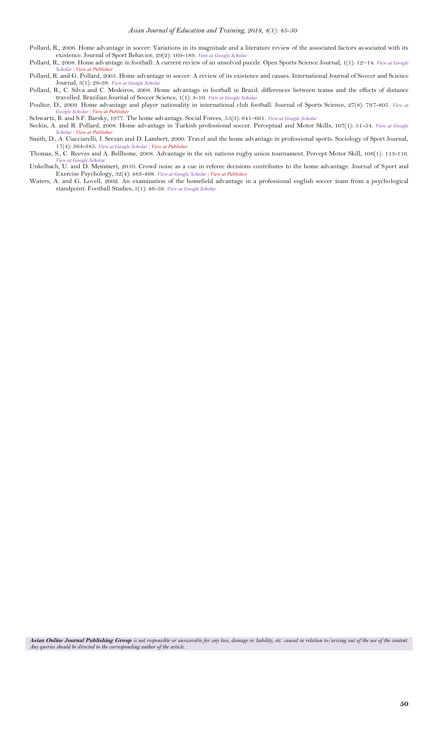Pollard, R., 2006. Home advantage in soccer: Variations in its magnitude and a literature review of the associated factors associated with its existence. Journal of Sport Behavior, 29(2): 169-189. *View at Google Scholar*

Pollard, R., 2008. Home advantage in football: A current review of an unsolved puzzle. Open Sports Science Journal, 1(1): 12–14. *View at Google Scholar* | *View at Publisher*

Pollard, R. and G. Pollard, 2005. Home advantage in soccer: A review of its existence and causes. International Journal of Soccer and Science Journal, 3(1): 28-38. *View at Google Scholar*

Pollard, R., C. Silva and C. Medeiros, 2008. Home advantage in football in Brazil: differences between teams and the effects of distance travelled. Brazilian Journal of Soccer Science, 1(1): 3-10. *View at Google Scholar*

Poulter, D., 2009. Home advantage and player nationality in international club football. Journal of Sports Science, 27(8): 797-805. *View at Google Scholar* | *View at Publisher*

Schwartz, B. and S.F. Barsky, 1977. The home advantage. Social Forces, 55(3): 641–661. *View at Google Scholar*

Seckin, A. and R. Pollard, 2008. Home advantage in Turkish professional soccer. Perceptual and Motor Skills, 107(1): 51-54. *View at Google Scholar* | *View at Publisher*

Smith, D., A. Ciacciarelli, J. Serzan and D. Lambert, 2000. Travel and the home advantage in professional sports. Sociology of Sport Journal, 17(4): 364-385. *View at Google Scholar* | *View at Publisher*

Thomas, S., C. Reeves and A. Bellhome, 2008. Advantage in the six nations rugby union tournament. Percept Motor Skill, 106(1): 113-116. *View at Google Scholar*

Unkelbach, U. and D. Memmert, 2010. Crowd noise as a cue in referee decisions contributes to the home advantage. Journal of Sport and Exercise Psychology, 32(4): 483-498. *View at Google Scholar* | *View at Publisher*

Waters, A. and G. Lovell, 2002. An examination of the homefield advantage in a professional english soccer team from a psychological standpoint. Football Studies, 5(1): 46-59. *View at Google Scholar*

***Asian Online Journal Publishing Group*** *is not responsible or answerable for any loss, damage or liability, etc. caused in relation to/arising out of the use of the content. Any queries should be directed to the corresponding author of the article.*